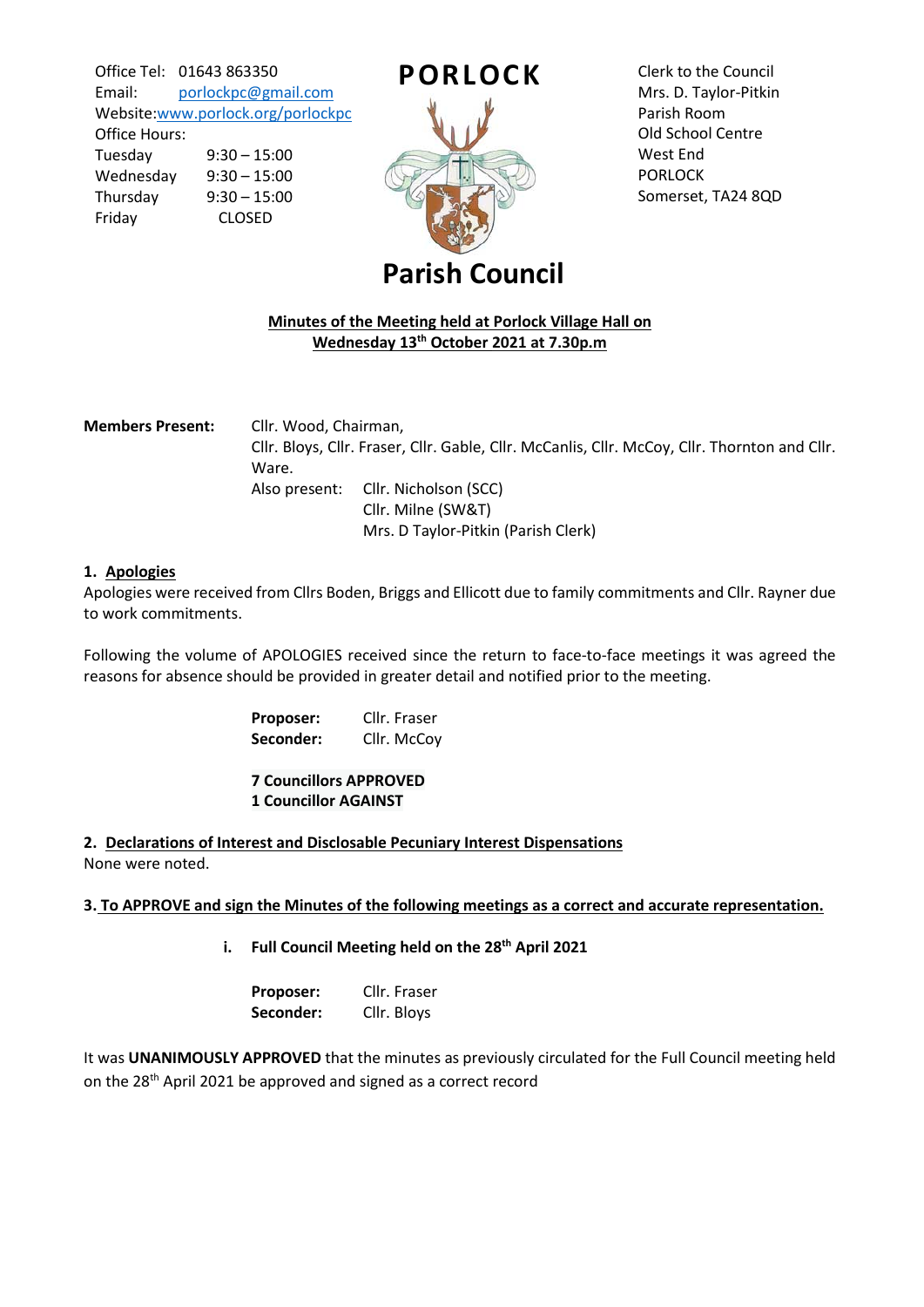Office Tel: 01643 863350
Email: porlockpc@gmail.com
Website: www.porlock.org/porlockpc
Office Hours:

| | |
|---|---|
| Tuesday | 9:30 – 15:00 |
| Wednesday | 9:30 – 15:00 |
| Thursday | 9:30 – 15:00 |
| Friday | CLOSED |

# PORLOCK Parish Council

Clerk to the Council
Mrs. D. Taylor-Pitkin
Parish Room
Old School Centre
West End
PORLOCK
Somerset, TA24 8QD

**Minutes of the Meeting held at Porlock Village Hall on Wednesday 13th October 2021 at 7.30p.m**

**Members Present:** Cllr. Wood, Chairman,
Cllr. Bloys, Cllr. Fraser, Cllr. Gable, Cllr. McCanlis, Cllr. McCoy, Cllr. Thornton and Cllr. Ware.
Also present: Cllr. Nicholson (SCC)
Cllr. Milne (SW&T)
Mrs. D Taylor-Pitkin (Parish Clerk)

## 1. Apologies

Apologies were received from Cllrs Boden, Briggs and Ellicott due to family commitments and Cllr. Rayner due to work commitments.

Following the volume of APOLOGIES received since the return to face-to-face meetings it was agreed the reasons for absence should be provided in greater detail and notified prior to the meeting.

**Proposer:** Cllr. Fraser
**Seconder:** Cllr. McCoy

**7 Councillors APPROVED**
**1 Councillor AGAINST**

## 2. Declarations of Interest and Disclosable Pecuniary Interest Dispensations

None were noted.

## 3. To APPROVE and sign the Minutes of the following meetings as a correct and accurate representation.

**i. Full Council Meeting held on the 28th April 2021**

**Proposer:** Cllr. Fraser
**Seconder:** Cllr. Bloys

It was **UNANIMOUSLY APPROVED** that the minutes as previously circulated for the Full Council meeting held on the 28th April 2021 be approved and signed as a correct record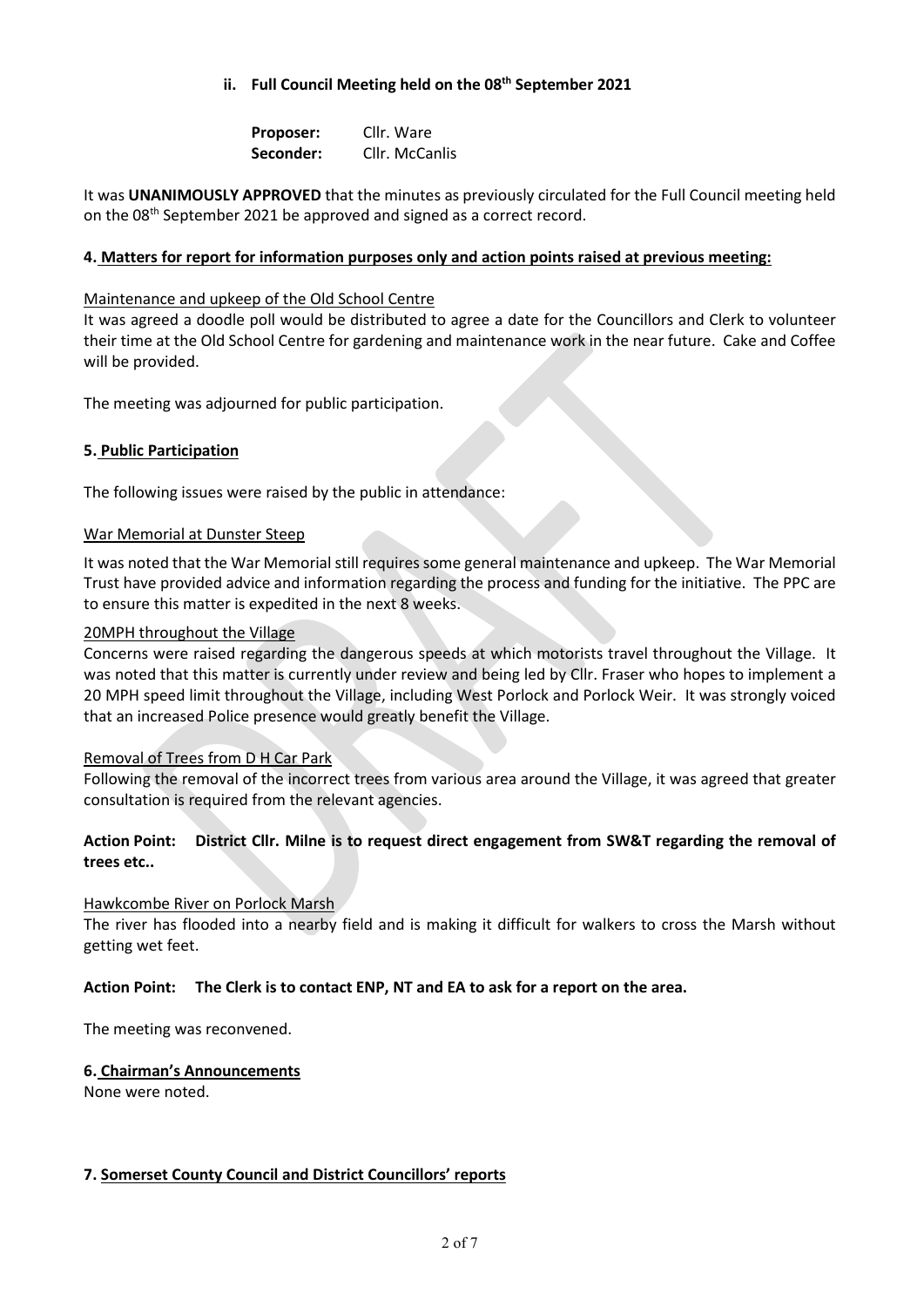**ii. Full Council Meeting held on the 08th September 2021**

**Proposer:** Cllr. Ware
**Seconder:** Cllr. McCanlis

It was **UNANIMOUSLY APPROVED** that the minutes as previously circulated for the Full Council meeting held on the 08th September 2021 be approved and signed as a correct record.

**4. Matters for report for information purposes only and action points raised at previous meeting:**

Maintenance and upkeep of the Old School Centre

It was agreed a doodle poll would be distributed to agree a date for the Councillors and Clerk to volunteer their time at the Old School Centre for gardening and maintenance work in the near future. Cake and Coffee will be provided.

The meeting was adjourned for public participation.

**5. Public Participation**

The following issues were raised by the public in attendance:

War Memorial at Dunster Steep

It was noted that the War Memorial still requires some general maintenance and upkeep. The War Memorial Trust have provided advice and information regarding the process and funding for the initiative. The PPC are to ensure this matter is expedited in the next 8 weeks.

20MPH throughout the Village

Concerns were raised regarding the dangerous speeds at which motorists travel throughout the Village. It was noted that this matter is currently under review and being led by Cllr. Fraser who hopes to implement a 20 MPH speed limit throughout the Village, including West Porlock and Porlock Weir. It was strongly voiced that an increased Police presence would greatly benefit the Village.

Removal of Trees from D H Car Park

Following the removal of the incorrect trees from various area around the Village, it was agreed that greater consultation is required from the relevant agencies.

**Action Point: District Cllr. Milne is to request direct engagement from SW&T regarding the removal of trees etc..**

Hawkcombe River on Porlock Marsh

The river has flooded into a nearby field and is making it difficult for walkers to cross the Marsh without getting wet feet.

**Action Point: The Clerk is to contact ENP, NT and EA to ask for a report on the area.**

The meeting was reconvened.

**6. Chairman's Announcements**

None were noted.

**7. Somerset County Council and District Councillors' reports**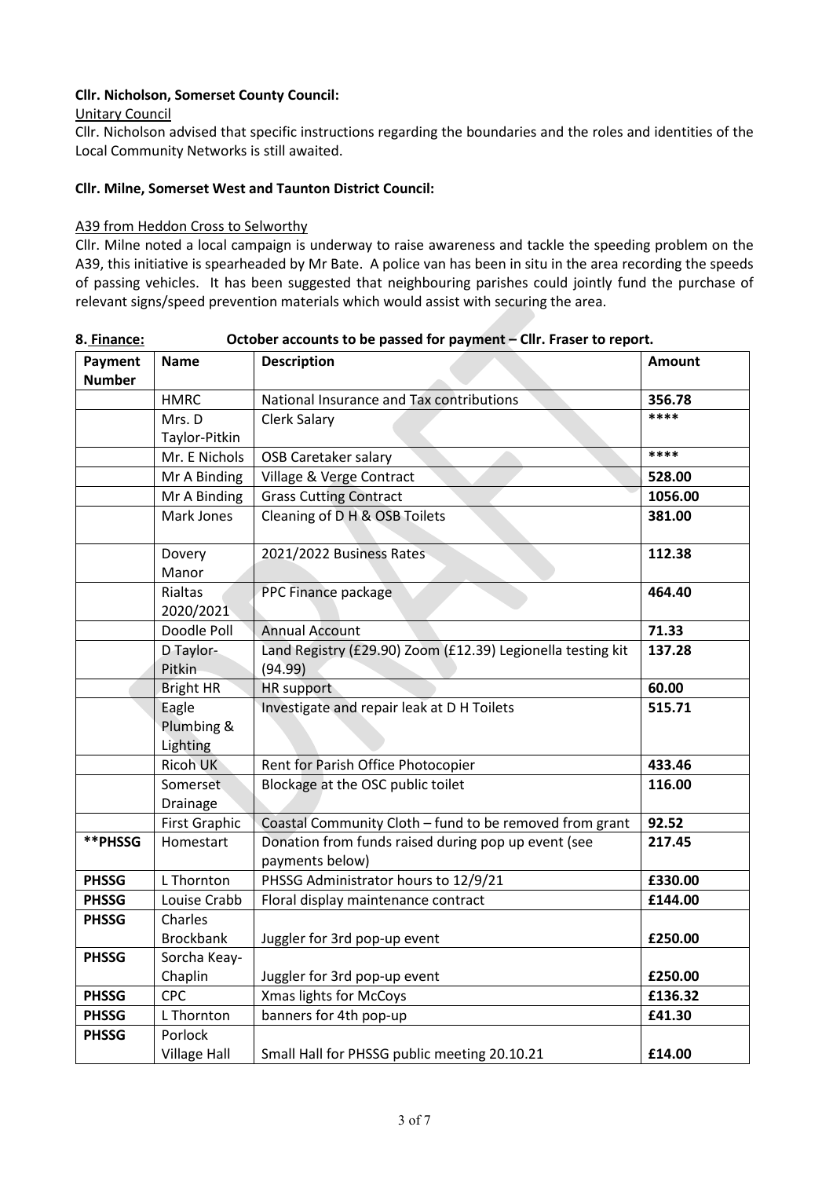**Cllr. Nicholson, Somerset County Council:**

Unitary Council

Cllr. Nicholson advised that specific instructions regarding the boundaries and the roles and identities of the Local Community Networks is still awaited.

**Cllr. Milne, Somerset West and Taunton District Council:**

A39 from Heddon Cross to Selworthy

Cllr. Milne noted a local campaign is underway to raise awareness and tackle the speeding problem on the A39, this initiative is spearheaded by Mr Bate. A police van has been in situ in the area recording the speeds of passing vehicles. It has been suggested that neighbouring parishes could jointly fund the purchase of relevant signs/speed prevention materials which would assist with securing the area.

**8. Finance: October accounts to be passed for payment – Cllr. Fraser to report.**

| Payment Number | Name | Description | Amount |
|---|---|---|---|
| | HMRC | National Insurance and Tax contributions | **356.78** |
| | Mrs. D Taylor-Pitkin | Clerk Salary | **** |
| | Mr. E Nichols | OSB Caretaker salary | **** |
| | Mr A Binding | Village & Verge Contract | **528.00** |
| | Mr A Binding | Grass Cutting Contract | **1056.00** |
| | Mark Jones | Cleaning of D H & OSB Toilets | **381.00** |
| | Dovery Manor | 2021/2022 Business Rates | **112.38** |
| | Rialtas 2020/2021 | PPC Finance package | **464.40** |
| | Doodle Poll | Annual Account | **71.33** |
| | D Taylor-Pitkin | Land Registry (£29.90) Zoom (£12.39) Legionella testing kit (94.99) | **137.28** |
| | Bright HR | HR support | **60.00** |
| | Eagle Plumbing & Lighting | Investigate and repair leak at D H Toilets | **515.71** |
| | Ricoh UK | Rent for Parish Office Photocopier | **433.46** |
| | Somerset Drainage | Blockage at the OSC public toilet | **116.00** |
| | First Graphic | Coastal Community Cloth – fund to be removed from grant | **92.52** |
| **\*\*PHSSG** | Homestart | Donation from funds raised during pop up event (see payments below) | **217.45** |
| **PHSSG** | L Thornton | PHSSG Administrator hours to 12/9/21 | **£330.00** |
| **PHSSG** | Louise Crabb | Floral display maintenance contract | **£144.00** |
| **PHSSG** | Charles Brockbank | Juggler for 3rd pop-up event | **£250.00** |
| **PHSSG** | Sorcha Keay-Chaplin | Juggler for 3rd pop-up event | **£250.00** |
| **PHSSG** | CPC | Xmas lights for McCoys | **£136.32** |
| **PHSSG** | L Thornton | banners for 4th pop-up | **£41.30** |
| **PHSSG** | Porlock Village Hall | Small Hall for PHSSG public meeting 20.10.21 | **£14.00** |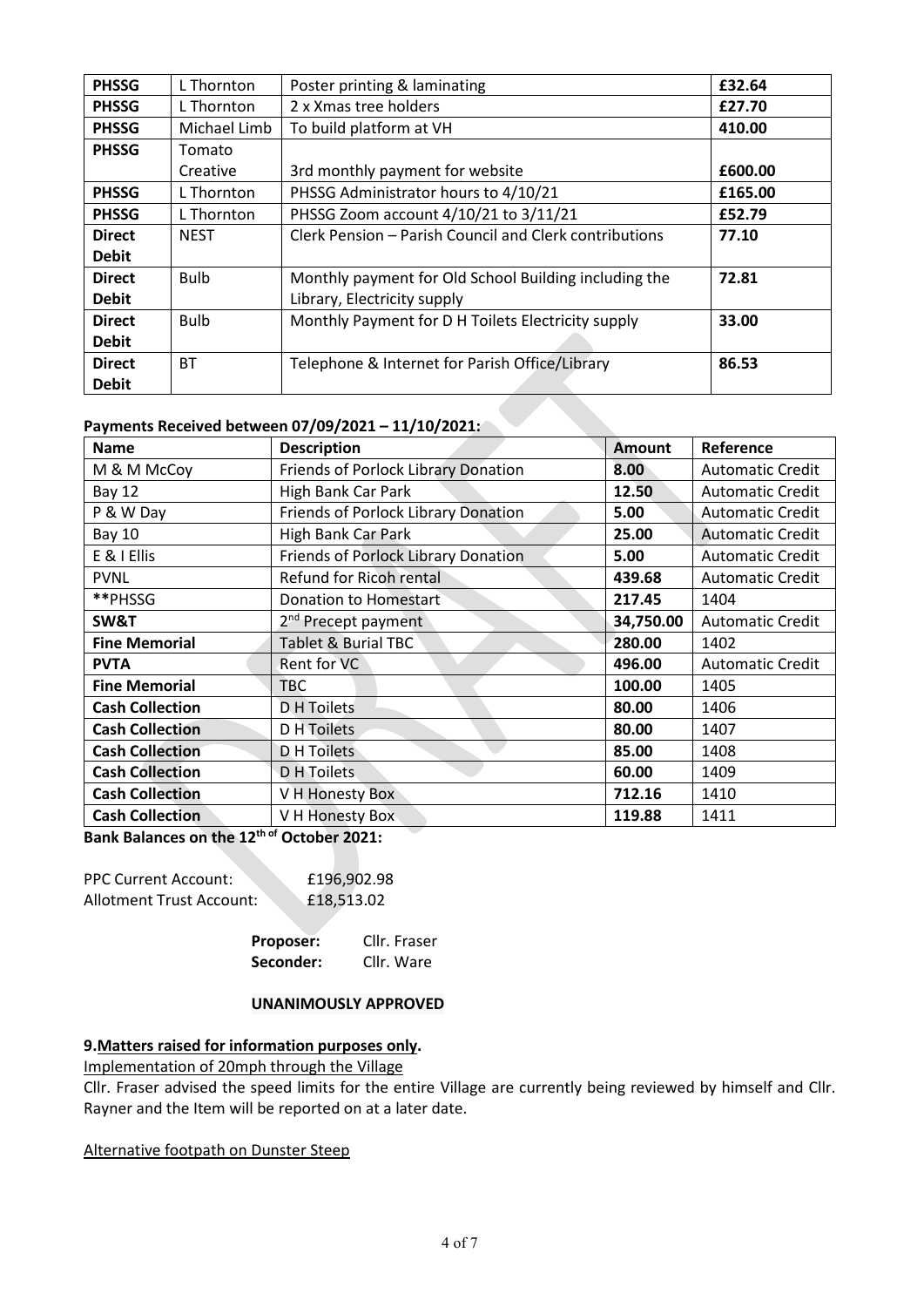| **PHSSG** | L Thornton | Poster printing & laminating | **£32.64** |
|---|---|---|---|
| **PHSSG** | L Thornton | 2 x Xmas tree holders | **£27.70** |
| **PHSSG** | Michael Limb | To build platform at VH | **410.00** |
| **PHSSG** | Tomato Creative | 3rd monthly payment for website | **£600.00** |
| **PHSSG** | L Thornton | PHSSG Administrator hours to 4/10/21 | **£165.00** |
| **PHSSG** | L Thornton | PHSSG Zoom account 4/10/21 to 3/11/21 | **£52.79** |
| **Direct Debit** | NEST | Clerk Pension – Parish Council and Clerk contributions | **77.10** |
| **Direct Debit** | Bulb | Monthly payment for Old School Building including the Library, Electricity supply | **72.81** |
| **Direct Debit** | Bulb | Monthly Payment for D H Toilets Electricity supply | **33.00** |
| **Direct Debit** | BT | Telephone & Internet for Parish Office/Library | **86.53** |

**Payments Received between 07/09/2021 – 11/10/2021:**

| Name | Description | Amount | Reference |
|---|---|---|---|
| M & M McCoy | Friends of Porlock Library Donation | **8.00** | Automatic Credit |
| Bay 12 | High Bank Car Park | **12.50** | Automatic Credit |
| P & W Day | Friends of Porlock Library Donation | **5.00** | Automatic Credit |
| Bay 10 | High Bank Car Park | **25.00** | Automatic Credit |
| E & I Ellis | Friends of Porlock Library Donation | **5.00** | Automatic Credit |
| PVNL | Refund for Ricoh rental | **439.68** | Automatic Credit |
| **PHSSG | Donation to Homestart | **217.45** | 1404 |
| **SW&T** | 2nd Precept payment | **34,750.00** | Automatic Credit |
| **Fine Memorial** | Tablet & Burial TBC | **280.00** | 1402 |
| **PVTA** | Rent for VC | **496.00** | Automatic Credit |
| **Fine Memorial** | TBC | **100.00** | 1405 |
| **Cash Collection** | D H Toilets | **80.00** | 1406 |
| **Cash Collection** | D H Toilets | **80.00** | 1407 |
| **Cash Collection** | D H Toilets | **85.00** | 1408 |
| **Cash Collection** | D H Toilets | **60.00** | 1409 |
| **Cash Collection** | V H Honesty Box | **712.16** | 1410 |
| **Cash Collection** | V H Honesty Box | **119.88** | 1411 |

**Bank Balances on the 12th of October 2021:**

PPC Current Account: £196,902.98
Allotment Trust Account: £18,513.02

**Proposer:** Cllr. Fraser
**Seconder:** Cllr. Ware

**UNANIMOUSLY APPROVED**

**9. Matters raised for information purposes only.**

Implementation of 20mph through the Village

Cllr. Fraser advised the speed limits for the entire Village are currently being reviewed by himself and Cllr. Rayner and the Item will be reported on at a later date.

Alternative footpath on Dunster Steep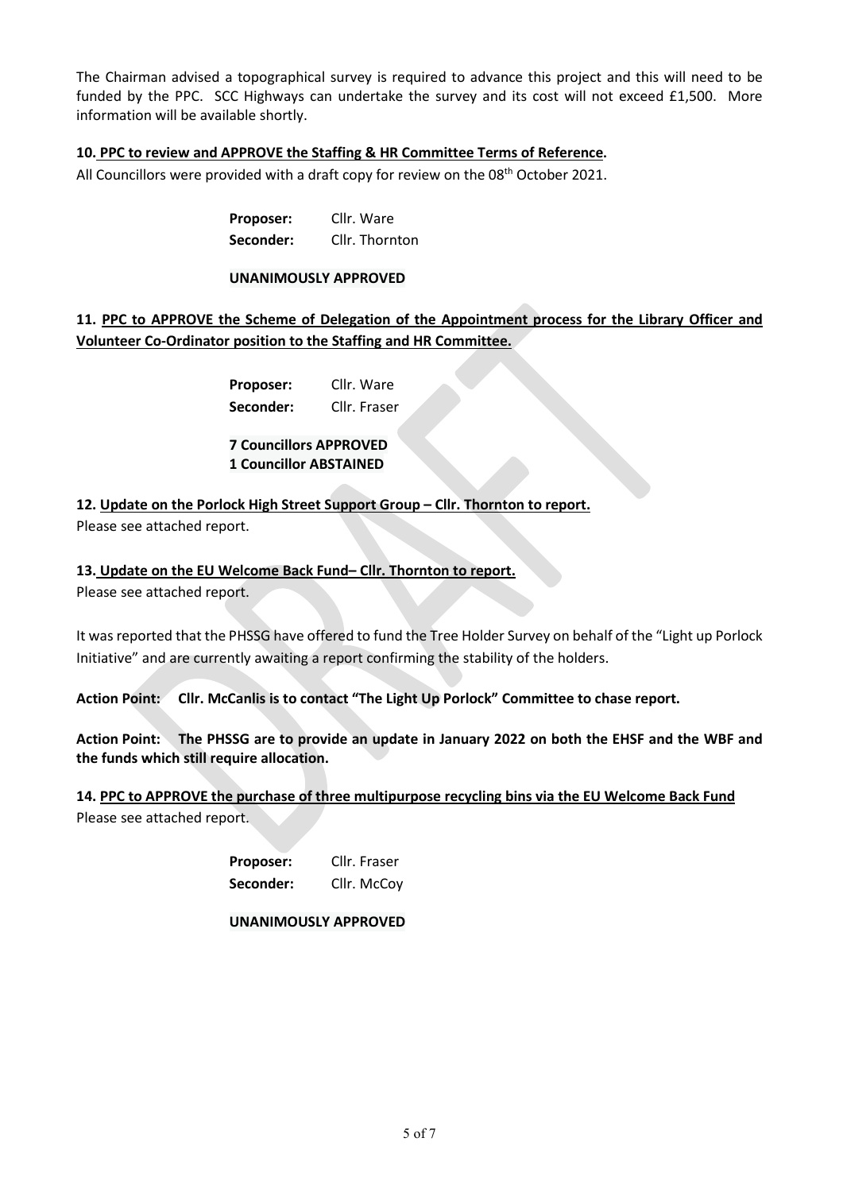The Chairman advised a topographical survey is required to advance this project and this will need to be funded by the PPC. SCC Highways can undertake the survey and its cost will not exceed £1,500. More information will be available shortly.

**10. PPC to review and APPROVE the Staffing & HR Committee Terms of Reference.**

All Councillors were provided with a draft copy for review on the 08th October 2021.

**Proposer:** Cllr. Ware
**Seconder:** Cllr. Thornton

**UNANIMOUSLY APPROVED**

**11. PPC to APPROVE the Scheme of Delegation of the Appointment process for the Library Officer and Volunteer Co-Ordinator position to the Staffing and HR Committee.**

**Proposer:** Cllr. Ware
**Seconder:** Cllr. Fraser

**7 Councillors APPROVED**
**1 Councillor ABSTAINED**

**12. Update on the Porlock High Street Support Group – Cllr. Thornton to report.**

Please see attached report.

**13. Update on the EU Welcome Back Fund– Cllr. Thornton to report.**

Please see attached report.

It was reported that the PHSSG have offered to fund the Tree Holder Survey on behalf of the "Light up Porlock Initiative" and are currently awaiting a report confirming the stability of the holders.

**Action Point: Cllr. McCanlis is to contact "The Light Up Porlock" Committee to chase report.**

**Action Point: The PHSSG are to provide an update in January 2022 on both the EHSF and the WBF and the funds which still require allocation.**

**14. PPC to APPROVE the purchase of three multipurpose recycling bins via the EU Welcome Back Fund**

Please see attached report.

**Proposer:** Cllr. Fraser
**Seconder:** Cllr. McCoy

**UNANIMOUSLY APPROVED**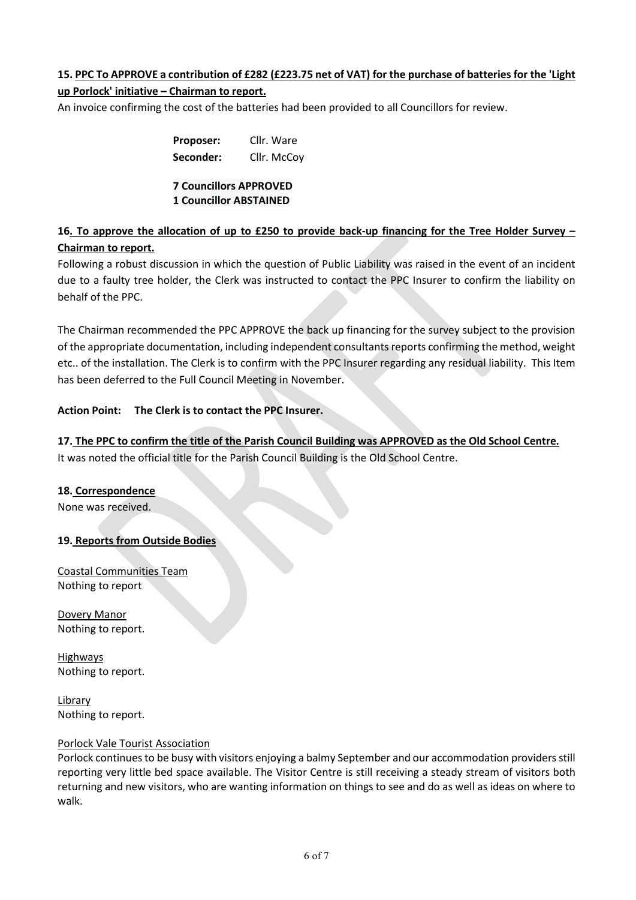**15. PPC To APPROVE a contribution of £282 (£223.75 net of VAT) for the purchase of batteries for the 'Light up Porlock' initiative – Chairman to report.**

An invoice confirming the cost of the batteries had been provided to all Councillors for review.

**Proposer:** Cllr. Ware
**Seconder:** Cllr. McCoy

**7 Councillors APPROVED**
**1 Councillor ABSTAINED**

**16. To approve the allocation of up to £250 to provide back-up financing for the Tree Holder Survey – Chairman to report.**

Following a robust discussion in which the question of Public Liability was raised in the event of an incident due to a faulty tree holder, the Clerk was instructed to contact the PPC Insurer to confirm the liability on behalf of the PPC.

The Chairman recommended the PPC APPROVE the back up financing for the survey subject to the provision of the appropriate documentation, including independent consultants reports confirming the method, weight etc.. of the installation. The Clerk is to confirm with the PPC Insurer regarding any residual liability. This Item has been deferred to the Full Council Meeting in November.

**Action Point: The Clerk is to contact the PPC Insurer.**

**17. The PPC to confirm the title of the Parish Council Building was APPROVED as the Old School Centre.**

It was noted the official title for the Parish Council Building is the Old School Centre.

**18. Correspondence**

None was received.

**19. Reports from Outside Bodies**

Coastal Communities Team
Nothing to report

Dovery Manor
Nothing to report.

Highways
Nothing to report.

Library
Nothing to report.

Porlock Vale Tourist Association
Porlock continues to be busy with visitors enjoying a balmy September and our accommodation providers still reporting very little bed space available. The Visitor Centre is still receiving a steady stream of visitors both returning and new visitors, who are wanting information on things to see and do as well as ideas on where to walk.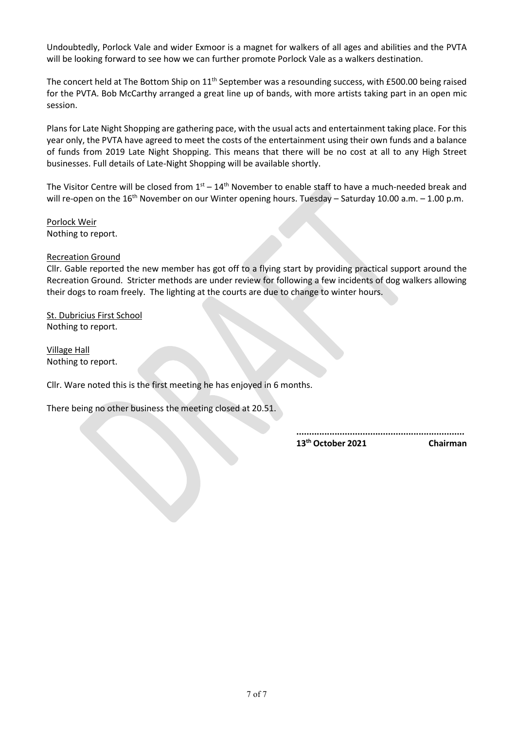Undoubtedly, Porlock Vale and wider Exmoor is a magnet for walkers of all ages and abilities and the PVTA will be looking forward to see how we can further promote Porlock Vale as a walkers destination.

The concert held at The Bottom Ship on 11th September was a resounding success, with £500.00 being raised for the PVTA. Bob McCarthy arranged a great line up of bands, with more artists taking part in an open mic session.

Plans for Late Night Shopping are gathering pace, with the usual acts and entertainment taking place. For this year only, the PVTA have agreed to meet the costs of the entertainment using their own funds and a balance of funds from 2019 Late Night Shopping. This means that there will be no cost at all to any High Street businesses. Full details of Late-Night Shopping will be available shortly.

The Visitor Centre will be closed from 1st – 14th November to enable staff to have a much-needed break and will re-open on the 16th November on our Winter opening hours. Tuesday – Saturday 10.00 a.m. – 1.00 p.m.

Porlock Weir
Nothing to report.

Recreation Ground
Cllr. Gable reported the new member has got off to a flying start by providing practical support around the Recreation Ground. Stricter methods are under review for following a few incidents of dog walkers allowing their dogs to roam freely. The lighting at the courts are due to change to winter hours.

St. Dubricius First School
Nothing to report.

Village Hall
Nothing to report.

Cllr. Ware noted this is the first meeting he has enjoyed in 6 months.

There being no other business the meeting closed at 20.51.

.................................................................

**13th October 2021 Chairman**